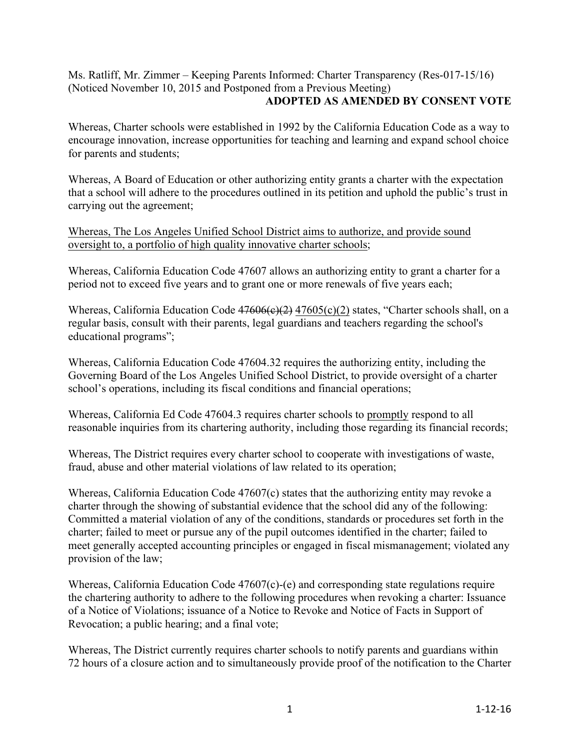Ms. Ratliff, Mr. Zimmer – Keeping Parents Informed: Charter Transparency (Res-017-15/16) (Noticed November 10, 2015 and Postponed from a Previous Meeting)

**ADOPTED AS AMENDED BY CONSENT VOTE**

Whereas, Charter schools were established in 1992 by the California Education Code as a way to encourage innovation, increase opportunities for teaching and learning and expand school choice for parents and students;

Whereas, A Board of Education or other authorizing entity grants a charter with the expectation that a school will adhere to the procedures outlined in its petition and uphold the public's trust in carrying out the agreement;

<u>Whereas, The Los Angeles Unified School District aims to authorize, and provide sound oversight to, a portfolio of high quality innovative charter schools</u>;

Whereas, California Education Code 47607 allows an authorizing entity to grant a charter for a period not to exceed five years and to grant one or more renewals of five years each;

Whereas, California Education Code ~~47606(c)(2)~~ <u>47605(c)(2)</u> states, "Charter schools shall, on a regular basis, consult with their parents, legal guardians and teachers regarding the school's educational programs";

Whereas, California Education Code 47604.32 requires the authorizing entity, including the Governing Board of the Los Angeles Unified School District, to provide oversight of a charter school's operations, including its fiscal conditions and financial operations;

Whereas, California Ed Code 47604.3 requires charter schools to <u>promptly</u> respond to all reasonable inquiries from its chartering authority, including those regarding its financial records;

Whereas, The District requires every charter school to cooperate with investigations of waste, fraud, abuse and other material violations of law related to its operation;

Whereas, California Education Code 47607(c) states that the authorizing entity may revoke a charter through the showing of substantial evidence that the school did any of the following: Committed a material violation of any of the conditions, standards or procedures set forth in the charter; failed to meet or pursue any of the pupil outcomes identified in the charter; failed to meet generally accepted accounting principles or engaged in fiscal mismanagement; violated any provision of the law;

Whereas, California Education Code 47607(c)-(e) and corresponding state regulations require the chartering authority to adhere to the following procedures when revoking a charter: Issuance of a Notice of Violations; issuance of a Notice to Revoke and Notice of Facts in Support of Revocation; a public hearing; and a final vote;

Whereas, The District currently requires charter schools to notify parents and guardians within 72 hours of a closure action and to simultaneously provide proof of the notification to the Charter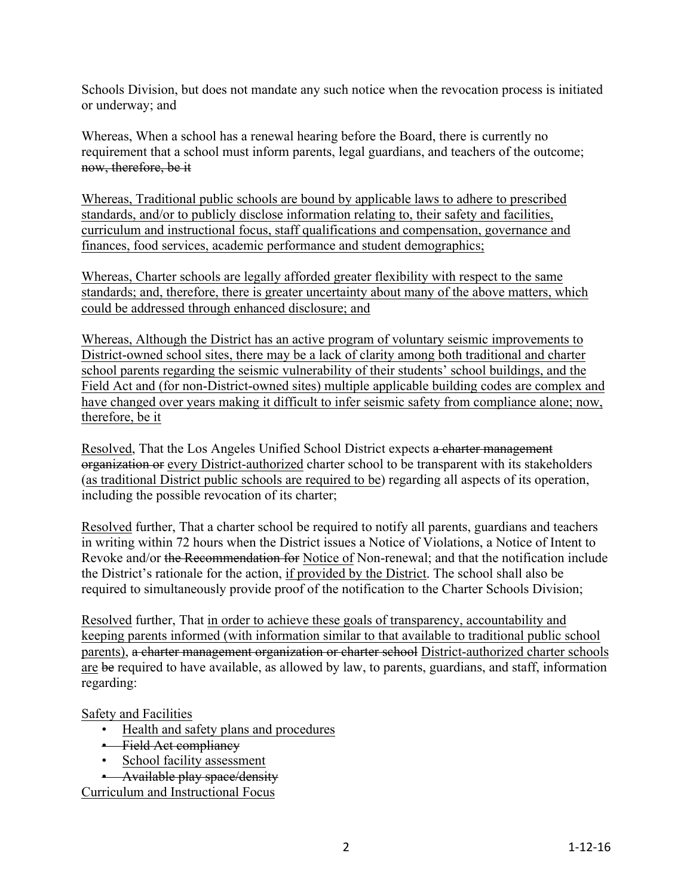Schools Division, but does not mandate any such notice when the revocation process is initiated or underway; and

Whereas, When a school has a renewal hearing before the Board, there is currently no requirement that a school must inform parents, legal guardians, and teachers of the outcome; ~~now, therefore, be it~~

<u>Whereas, Traditional public schools are bound by applicable laws to adhere to prescribed standards, and/or to publicly disclose information relating to, their safety and facilities, curriculum and instructional focus, staff qualifications and compensation, governance and finances, food services, academic performance and student demographics;</u>

<u>Whereas, Charter schools are legally afforded greater flexibility with respect to the same standards; and, therefore, there is greater uncertainty about many of the above matters, which could be addressed through enhanced disclosure; and</u>

<u>Whereas, Although the District has an active program of voluntary seismic improvements to District-owned school sites, there may be a lack of clarity among both traditional and charter school parents regarding the seismic vulnerability of their students' school buildings, and the Field Act and (for non-District-owned sites) multiple applicable building codes are complex and have changed over years making it difficult to infer seismic safety from compliance alone; now, therefore, be it</u>

<u>Resolved</u>, That the Los Angeles Unified School District expects ~~a charter management organization or~~ <u>every District-authorized</u> charter school to be transparent with its stakeholders (<u>as traditional District public schools are required to be</u>) regarding all aspects of its operation, including the possible revocation of its charter;

<u>Resolved</u> further, That a charter school be required to notify all parents, guardians and teachers in writing within 72 hours when the District issues a Notice of Violations, a Notice of Intent to Revoke and/or ~~the Recommendation for~~ <u>Notice of</u> Non-renewal; and that the notification include the District's rationale for the action, <u>if provided by the District</u>. The school shall also be required to simultaneously provide proof of the notification to the Charter Schools Division;

<u>Resolved</u> further, That <u>in order to achieve these goals of transparency, accountability and keeping parents informed (with information similar to that available to traditional public school parents),</u> ~~a charter management organization or charter school~~ <u>District-authorized charter schools are</u> ~~be~~ required to have available, as allowed by law, to parents, guardians, and staff, information regarding:

<u>Safety and Facilities</u>

- <u>Health and safety plans and procedures</u>
- ~~Field Act compliancy~~
- <u>School facility assessment</u>
- ~~Available play space/density~~

<u>Curriculum and Instructional Focus</u>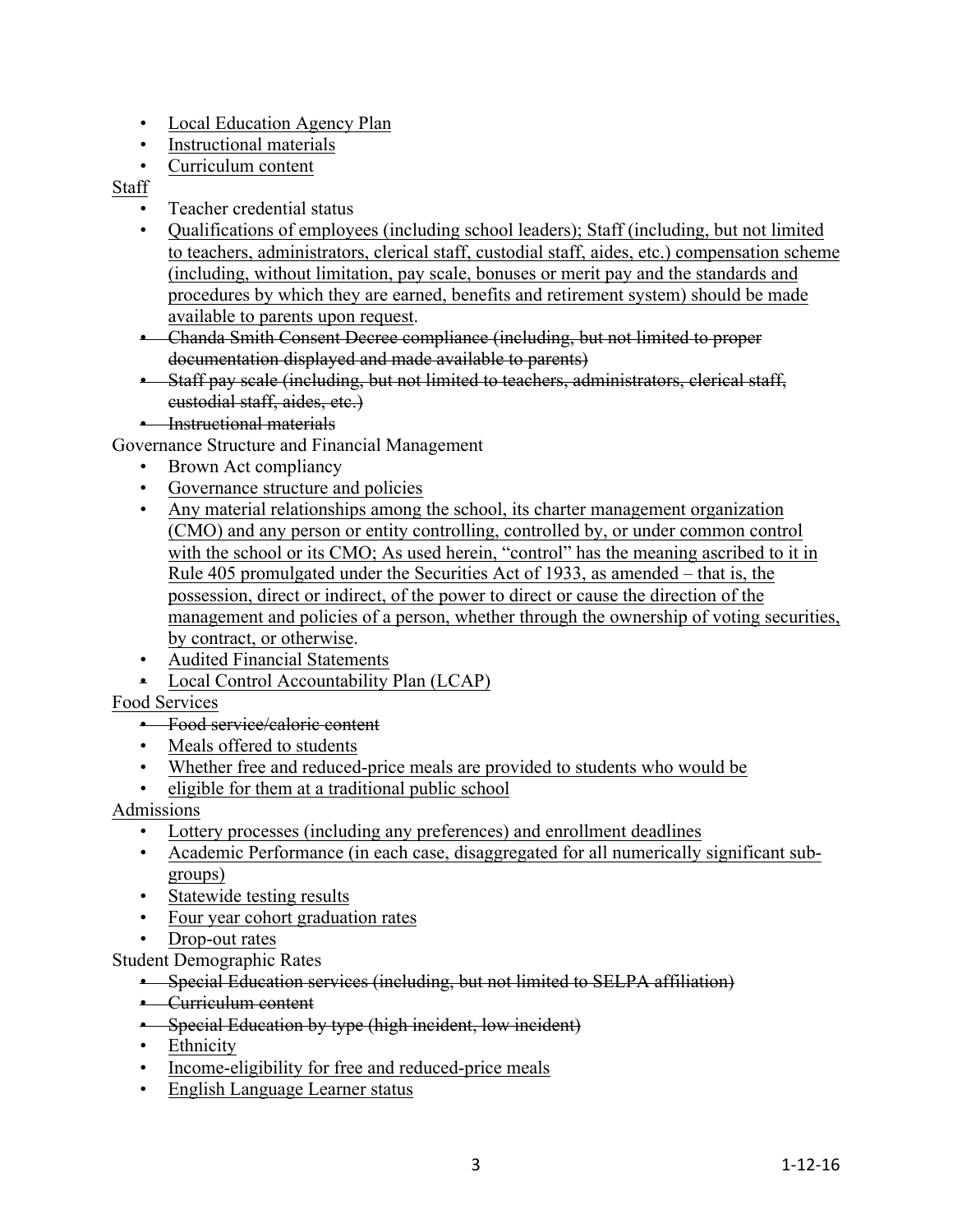- <u>Local Education Agency Plan</u>
- <u>Instructional materials</u>
- <u>Curriculum content</u>

<u>Staff</u>

- Teacher credential status
- <u>Qualifications of employees (including school leaders); Staff (including, but not limited to teachers, administrators, clerical staff, custodial staff, aides, etc.) compensation scheme (including, without limitation, pay scale, bonuses or merit pay and the standards and procedures by which they are earned, benefits and retirement system) should be made available to parents upon request</u>.
- ~~Chanda Smith Consent Decree compliance (including, but not limited to proper documentation displayed and made available to parents)~~
- ~~Staff pay scale (including, but not limited to teachers, administrators, clerical staff, custodial staff, aides, etc.)~~
- ~~Instructional materials~~

Governance Structure and Financial Management

- Brown Act compliancy
- <u>Governance structure and policies</u>
- <u>Any material relationships among the school, its charter management organization (CMO) and any person or entity controlling, controlled by, or under common control with the school or its CMO; As used herein, "control" has the meaning ascribed to it in Rule 405 promulgated under the Securities Act of 1933, as amended – that is, the possession, direct or indirect, of the power to direct or cause the direction of the management and policies of a person, whether through the ownership of voting securities, by contract, or otherwise</u>.
- <u>Audited Financial Statements</u>
- <u>Local Control Accountability Plan (LCAP)</u>

<u>Food Services</u>

- ~~Food service/caloric content~~
- <u>Meals offered to students</u>
- <u>Whether free and reduced-price meals are provided to students who would be</u>
- <u>eligible for them at a traditional public school</u>

<u>Admissions</u>

- <u>Lottery processes (including any preferences) and enrollment deadlines</u>
- <u>Academic Performance (in each case, disaggregated for all numerically significant sub-groups)</u>
- <u>Statewide testing results</u>
- <u>Four year cohort graduation rates</u>
- <u>Drop-out rates</u>

Student Demographic Rates

- ~~Special Education services (including, but not limited to SELPA affiliation)~~
- ~~Curriculum content~~
- ~~Special Education by type (high incident, low incident)~~
- <u>Ethnicity</u>
- <u>Income-eligibility for free and reduced-price meals</u>
- <u>English Language Learner status</u>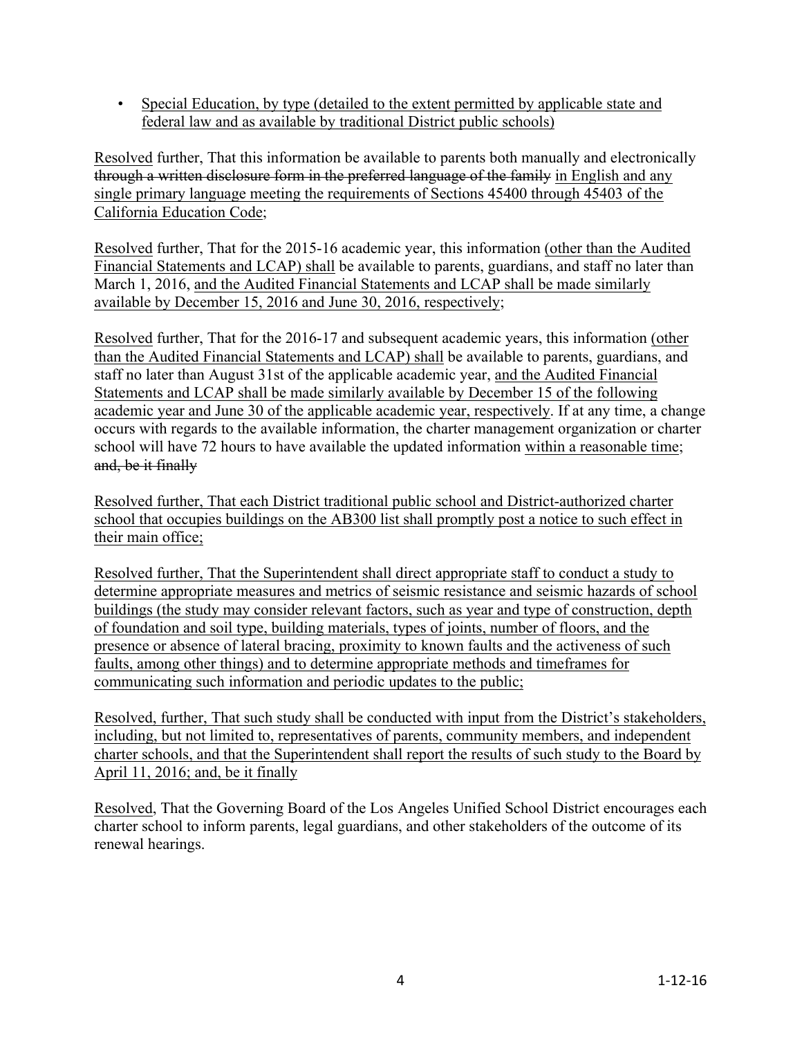- Special Education, by type (detailed to the extent permitted by applicable state and federal law and as available by traditional District public schools)

Resolved further, That this information be available to parents both manually and electronically ~~through a written disclosure form in the preferred language of the family~~ in English and any single primary language meeting the requirements of Sections 45400 through 45403 of the California Education Code;

Resolved further, That for the 2015-16 academic year, this information (other than the Audited Financial Statements and LCAP) shall be available to parents, guardians, and staff no later than March 1, 2016, and the Audited Financial Statements and LCAP shall be made similarly available by December 15, 2016 and June 30, 2016, respectively;

Resolved further, That for the 2016-17 and subsequent academic years, this information (other than the Audited Financial Statements and LCAP) shall be available to parents, guardians, and staff no later than August 31st of the applicable academic year, and the Audited Financial Statements and LCAP shall be made similarly available by December 15 of the following academic year and June 30 of the applicable academic year, respectively. If at any time, a change occurs with regards to the available information, the charter management organization or charter school will have 72 hours to have available the updated information within a reasonable time; ~~and, be it finally~~

Resolved further, That each District traditional public school and District-authorized charter school that occupies buildings on the AB300 list shall promptly post a notice to such effect in their main office;

Resolved further, That the Superintendent shall direct appropriate staff to conduct a study to determine appropriate measures and metrics of seismic resistance and seismic hazards of school buildings (the study may consider relevant factors, such as year and type of construction, depth of foundation and soil type, building materials, types of joints, number of floors, and the presence or absence of lateral bracing, proximity to known faults and the activeness of such faults, among other things) and to determine appropriate methods and timeframes for communicating such information and periodic updates to the public;

Resolved, further, That such study shall be conducted with input from the District's stakeholders, including, but not limited to, representatives of parents, community members, and independent charter schools, and that the Superintendent shall report the results of such study to the Board by April 11, 2016; and, be it finally

Resolved, That the Governing Board of the Los Angeles Unified School District encourages each charter school to inform parents, legal guardians, and other stakeholders of the outcome of its renewal hearings.